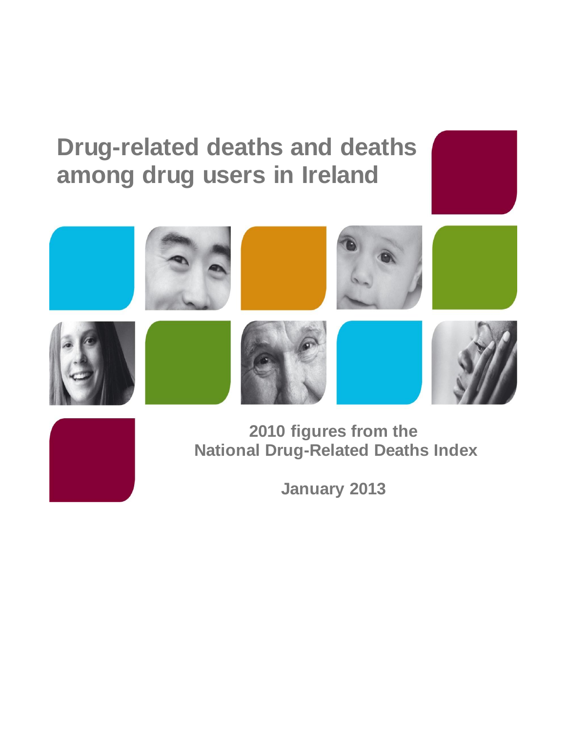# Drug-related deaths and deaths among drug users in Ireland

## 2010 figures from the National Drug-Related Deaths Index

**January 2013**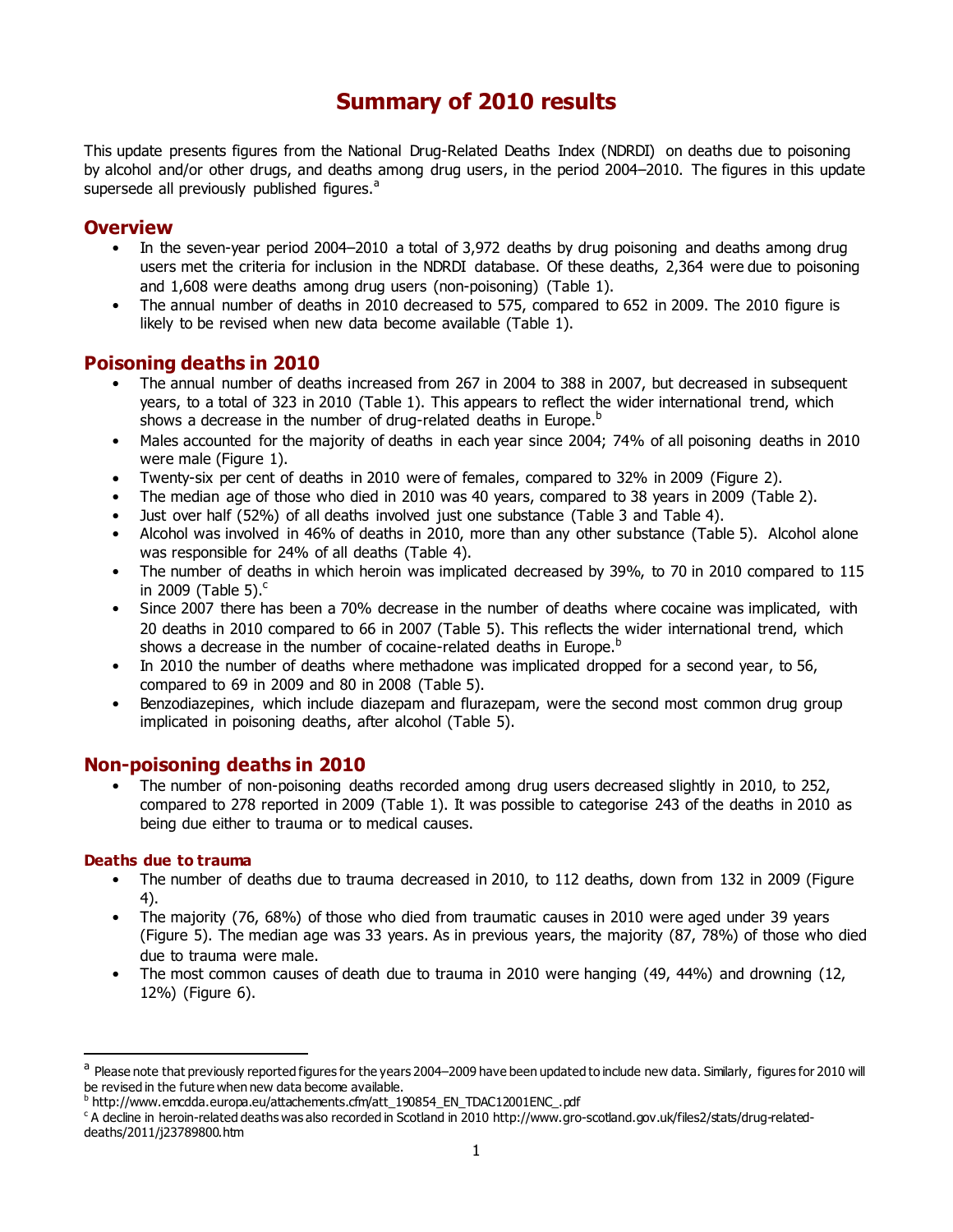# Summary of 2010 results

This update presents figures from the National Drug-Related Deaths Index (NDRDI) on deaths due to poisoning by alcohol and/or other drugs, and deaths among drug users, in the period 2004–2010. The figures in this update supersede all previously published figures.[a]

## Overview

- In the seven-year period 2004–2010 a total of 3,972 deaths by drug poisoning and deaths among drug users met the criteria for inclusion in the NDRDI database. Of these deaths, 2,364 were due to poisoning and 1,608 were deaths among drug users (non-poisoning) (Table 1).
- The annual number of deaths in 2010 decreased to 575, compared to 652 in 2009. The 2010 figure is likely to be revised when new data become available (Table 1).

## Poisoning deaths in 2010

- The annual number of deaths increased from 267 in 2004 to 388 in 2007, but decreased in subsequent years, to a total of 323 in 2010 (Table 1). This appears to reflect the wider international trend, which shows a decrease in the number of drug-related deaths in Europe.[b]
- Males accounted for the majority of deaths in each year since 2004; 74% of all poisoning deaths in 2010 were male (Figure 1).
- Twenty-six per cent of deaths in 2010 were of females, compared to 32% in 2009 (Figure 2).
- The median age of those who died in 2010 was 40 years, compared to 38 years in 2009 (Table 2).
- Just over half (52%) of all deaths involved just one substance (Table 3 and Table 4).
- Alcohol was involved in 46% of deaths in 2010, more than any other substance (Table 5). Alcohol alone was responsible for 24% of all deaths (Table 4).
- The number of deaths in which heroin was implicated decreased by 39%, to 70 in 2010 compared to 115 in 2009 (Table 5).[c]
- Since 2007 there has been a 70% decrease in the number of deaths where cocaine was implicated, with 20 deaths in 2010 compared to 66 in 2007 (Table 5). This reflects the wider international trend, which shows a decrease in the number of cocaine-related deaths in Europe.[b]
- In 2010 the number of deaths where methadone was implicated dropped for a second year, to 56, compared to 69 in 2009 and 80 in 2008 (Table 5).
- Benzodiazepines, which include diazepam and flurazepam, were the second most common drug group implicated in poisoning deaths, after alcohol (Table 5).

## Non-poisoning deaths in 2010

- The number of non-poisoning deaths recorded among drug users decreased slightly in 2010, to 252, compared to 278 reported in 2009 (Table 1). It was possible to categorise 243 of the deaths in 2010 as being due either to trauma or to medical causes.

### Deaths due to trauma

- The number of deaths due to trauma decreased in 2010, to 112 deaths, down from 132 in 2009 (Figure 4).
- The majority (76, 68%) of those who died from traumatic causes in 2010 were aged under 39 years (Figure 5). The median age was 33 years. As in previous years, the majority (87, 78%) of those who died due to trauma were male.
- The most common causes of death due to trauma in 2010 were hanging (49, 44%) and drowning (12, 12%) (Figure 6).

---

[a] Please note that previously reported figures for the years 2004–2009 have been updated to include new data. Similarly, figures for 2010 will be revised in the future when new data become available.

[b] http://www.emcdda.europa.eu/attachements.cfm/att_190854_EN_TDAC12001ENC_.pdf

[c] A decline in heroin-related deaths was also recorded in Scotland in 2010 http://www.gro-scotland.gov.uk/files2/stats/drug-related-deaths/2011/j23789800.htm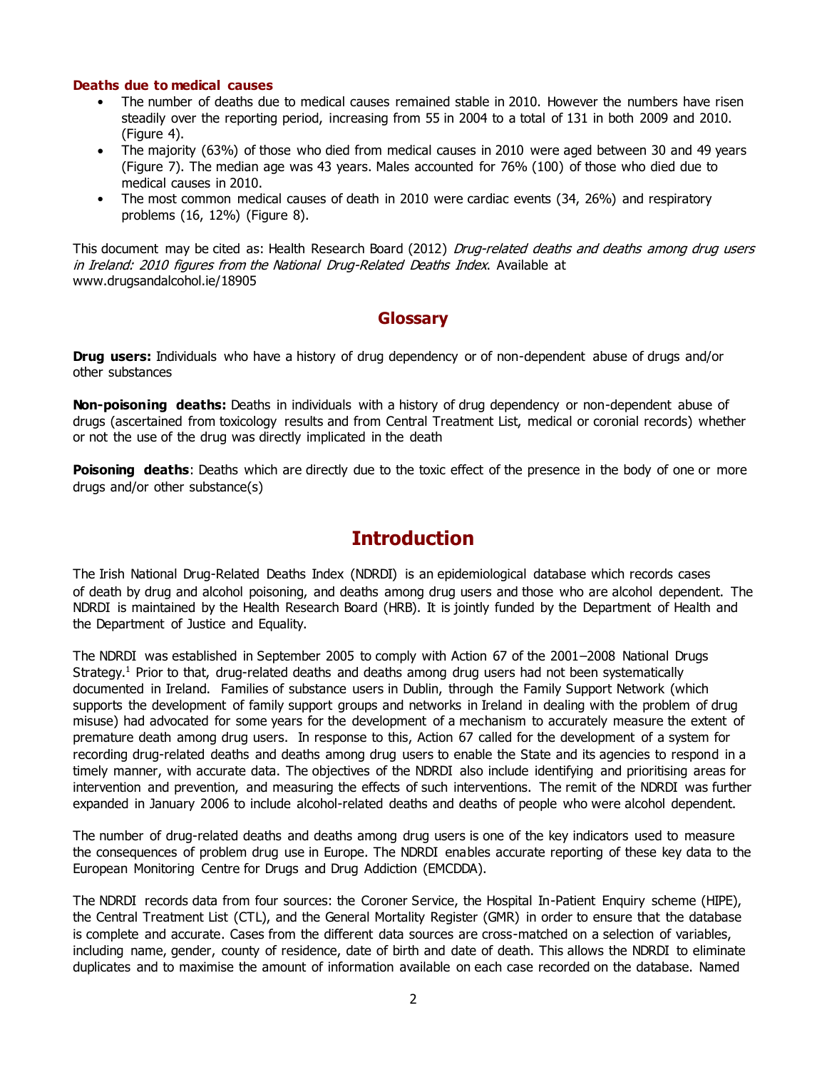### Deaths due to medical causes

- The number of deaths due to medical causes remained stable in 2010. However the numbers have risen steadily over the reporting period, increasing from 55 in 2004 to a total of 131 in both 2009 and 2010. (Figure 4).
- The majority (63%) of those who died from medical causes in 2010 were aged between 30 and 49 years (Figure 7). The median age was 43 years. Males accounted for 76% (100) of those who died due to medical causes in 2010.
- The most common medical causes of death in 2010 were cardiac events (34, 26%) and respiratory problems (16, 12%) (Figure 8).

This document may be cited as: Health Research Board (2012) *Drug-related deaths and deaths among drug users in Ireland: 2010 figures from the National Drug-Related Deaths Index*. Available at www.drugsandalcohol.ie/18905

## Glossary

**Drug users:** Individuals who have a history of drug dependency or of non-dependent abuse of drugs and/or other substances

**Non-poisoning deaths:** Deaths in individuals with a history of drug dependency or non-dependent abuse of drugs (ascertained from toxicology results and from Central Treatment List, medical or coronial records) whether or not the use of the drug was directly implicated in the death

**Poisoning deaths**: Deaths which are directly due to the toxic effect of the presence in the body of one or more drugs and/or other substance(s)

# Introduction

The Irish National Drug-Related Deaths Index (NDRDI) is an epidemiological database which records cases of death by drug and alcohol poisoning, and deaths among drug users and those who are alcohol dependent. The NDRDI is maintained by the Health Research Board (HRB). It is jointly funded by the Department of Health and the Department of Justice and Equality.

The NDRDI was established in September 2005 to comply with Action 67 of the 2001–2008 National Drugs Strategy.[1] Prior to that, drug-related deaths and deaths among drug users had not been systematically documented in Ireland. Families of substance users in Dublin, through the Family Support Network (which supports the development of family support groups and networks in Ireland in dealing with the problem of drug misuse) had advocated for some years for the development of a mechanism to accurately measure the extent of premature death among drug users. In response to this, Action 67 called for the development of a system for recording drug-related deaths and deaths among drug users to enable the State and its agencies to respond in a timely manner, with accurate data. The objectives of the NDRDI also include identifying and prioritising areas for intervention and prevention, and measuring the effects of such interventions. The remit of the NDRDI was further expanded in January 2006 to include alcohol-related deaths and deaths of people who were alcohol dependent.

The number of drug-related deaths and deaths among drug users is one of the key indicators used to measure the consequences of problem drug use in Europe. The NDRDI enables accurate reporting of these key data to the European Monitoring Centre for Drugs and Drug Addiction (EMCDDA).

The NDRDI records data from four sources: the Coroner Service, the Hospital In-Patient Enquiry scheme (HIPE), the Central Treatment List (CTL), and the General Mortality Register (GMR) in order to ensure that the database is complete and accurate. Cases from the different data sources are cross-matched on a selection of variables, including name, gender, county of residence, date of birth and date of death. This allows the NDRDI to eliminate duplicates and to maximise the amount of information available on each case recorded on the database. Named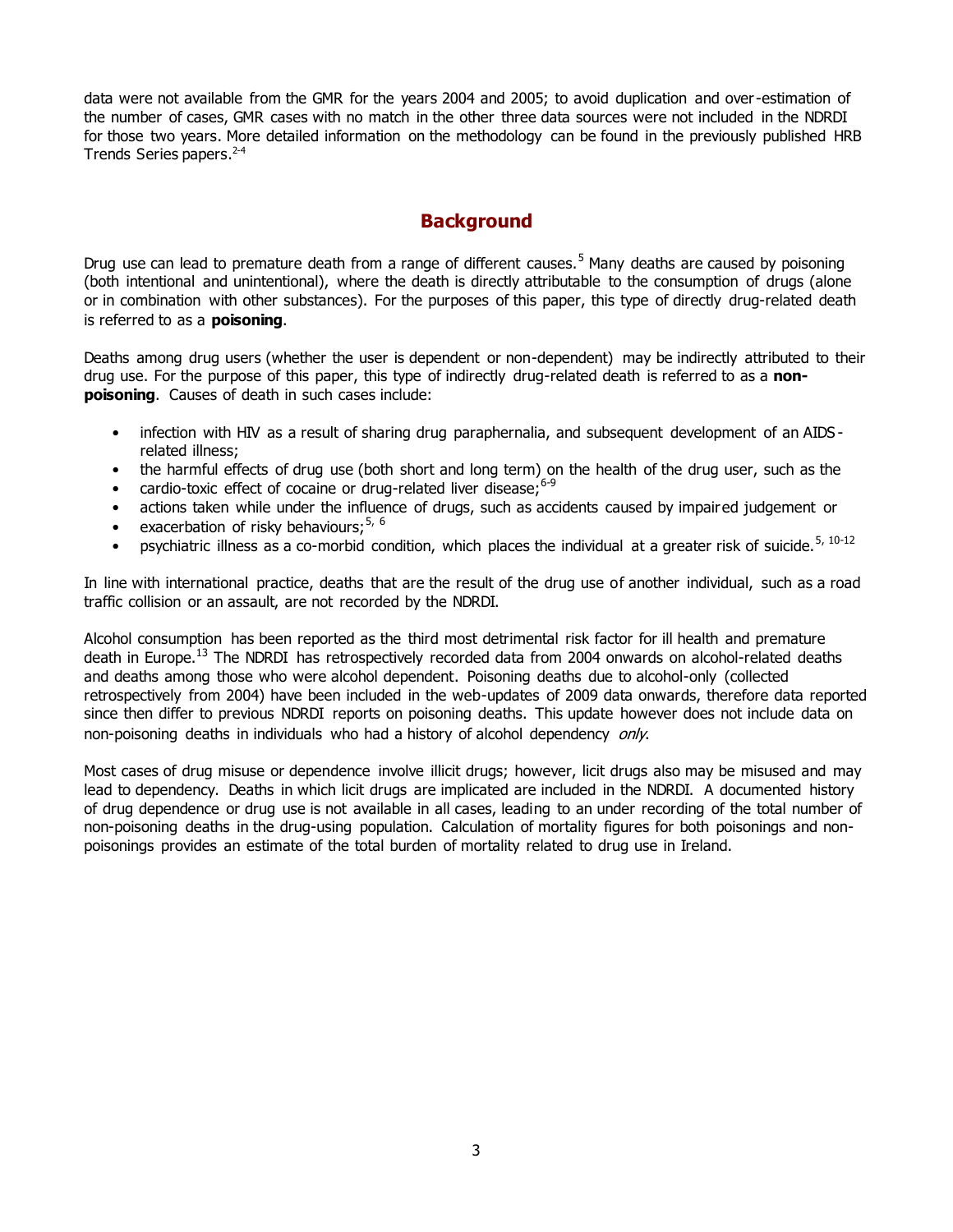data were not available from the GMR for the years 2004 and 2005; to avoid duplication and over-estimation of the number of cases, GMR cases with no match in the other three data sources were not included in the NDRDI for those two years. More detailed information on the methodology can be found in the previously published HRB Trends Series papers.[2-4]

## Background

Drug use can lead to premature death from a range of different causes.[5] Many deaths are caused by poisoning (both intentional and unintentional), where the death is directly attributable to the consumption of drugs (alone or in combination with other substances). For the purposes of this paper, this type of directly drug-related death is referred to as a **poisoning**.

Deaths among drug users (whether the user is dependent or non-dependent) may be indirectly attributed to their drug use. For the purpose of this paper, this type of indirectly drug-related death is referred to as a **non-poisoning**. Causes of death in such cases include:

- infection with HIV as a result of sharing drug paraphernalia, and subsequent development of an AIDS-related illness;
- the harmful effects of drug use (both short and long term) on the health of the drug user, such as the
- cardio-toxic effect of cocaine or drug-related liver disease;[6-9]
- actions taken while under the influence of drugs, such as accidents caused by impaired judgement or
- exacerbation of risky behaviours;[5, 6]
- psychiatric illness as a co-morbid condition, which places the individual at a greater risk of suicide.[5, 10-12]

In line with international practice, deaths that are the result of the drug use of another individual, such as a road traffic collision or an assault, are not recorded by the NDRDI.

Alcohol consumption has been reported as the third most detrimental risk factor for ill health and premature death in Europe.[13] The NDRDI has retrospectively recorded data from 2004 onwards on alcohol-related deaths and deaths among those who were alcohol dependent. Poisoning deaths due to alcohol-only (collected retrospectively from 2004) have been included in the web-updates of 2009 data onwards, therefore data reported since then differ to previous NDRDI reports on poisoning deaths. This update however does not include data on non-poisoning deaths in individuals who had a history of alcohol dependency *only*.

Most cases of drug misuse or dependence involve illicit drugs; however, licit drugs also may be misused and may lead to dependency. Deaths in which licit drugs are implicated are included in the NDRDI. A documented history of drug dependence or drug use is not available in all cases, leading to an under recording of the total number of non-poisoning deaths in the drug-using population. Calculation of mortality figures for both poisonings and non-poisonings provides an estimate of the total burden of mortality related to drug use in Ireland.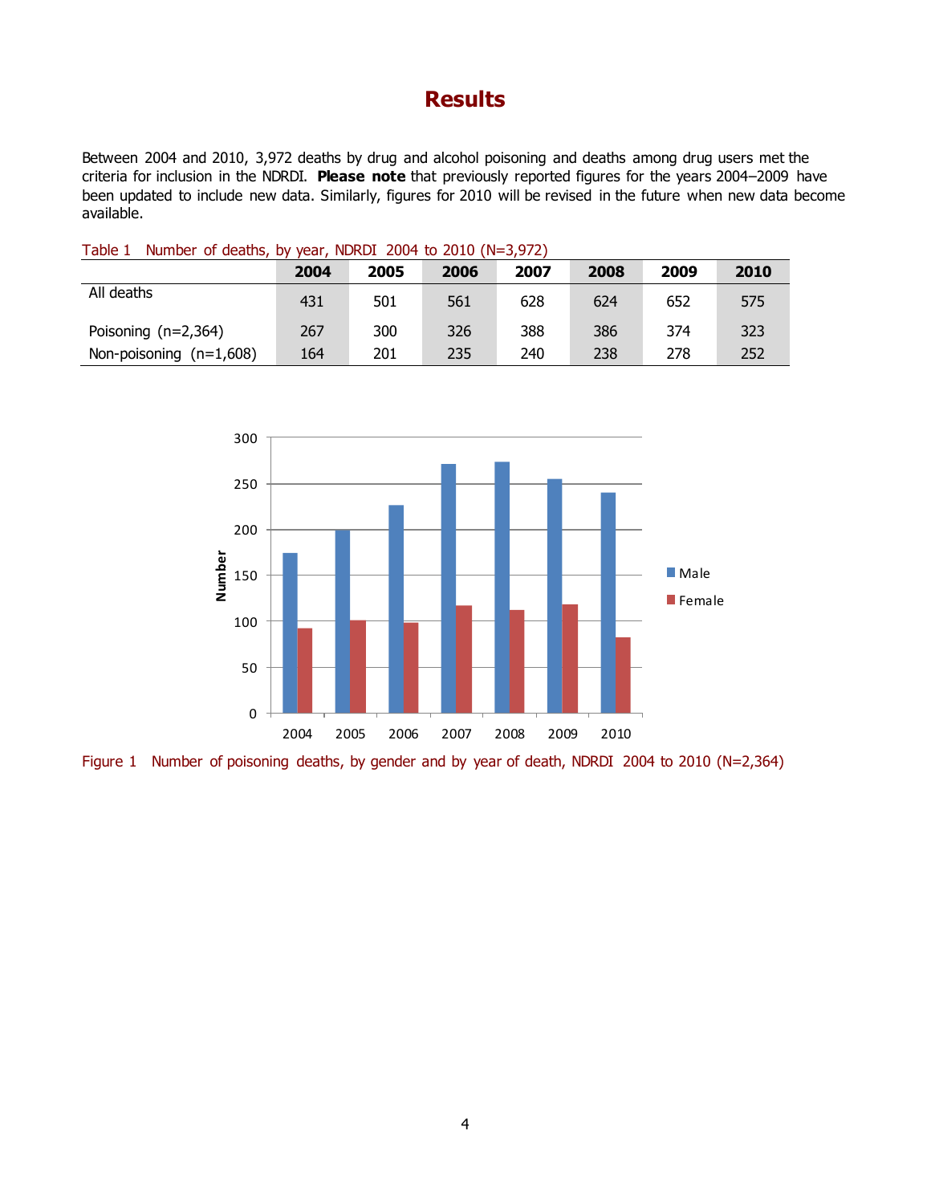# Results

Between 2004 and 2010, 3,972 deaths by drug and alcohol poisoning and deaths among drug users met the criteria for inclusion in the NDRDI. **Please note** that previously reported figures for the years 2004–2009 have been updated to include new data. Similarly, figures for 2010 will be revised in the future when new data become available.

Table 1 Number of deaths, by year, NDRDI 2004 to 2010 (N=3,972)

| | 2004 | 2005 | 2006 | 2007 | 2008 | 2009 | 2010 |
|---|---|---|---|---|---|---|---|
| All deaths | 431 | 501 | 561 | 628 | 624 | 652 | 575 |
| Poisoning (n=2,364) | 267 | 300 | 326 | 388 | 386 | 374 | 323 |
| Non-poisoning (n=1,608) | 164 | 201 | 235 | 240 | 238 | 278 | 252 |

Figure 1 Number of poisoning deaths, by gender and by year of death, NDRDI 2004 to 2010 (N=2,364)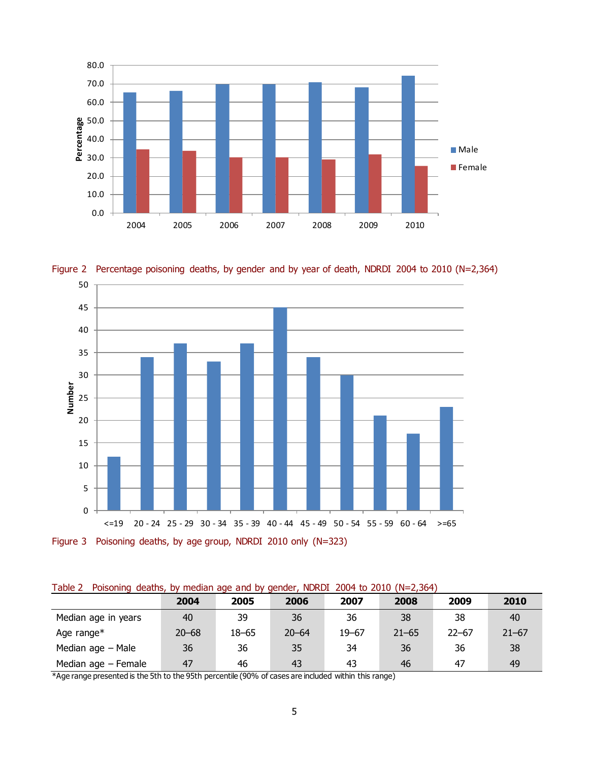Figure 2 Percentage poisoning deaths, by gender and by year of death, NDRDI 2004 to 2010 (N=2,364)

Figure 3 Poisoning deaths, by age group, NDRDI 2010 only (N=323)

Table 2 Poisoning deaths, by median age and by gender, NDRDI 2004 to 2010 (N=2,364)

| | 2004 | 2005 | 2006 | 2007 | 2008 | 2009 | 2010 |
|---|---|---|---|---|---|---|---|
| Median age in years | 40 | 39 | 36 | 36 | 38 | 38 | 40 |
| Age range* | 20–68 | 18–65 | 20–64 | 19–67 | 21–65 | 22–67 | 21–67 |
| Median age – Male | 36 | 36 | 35 | 34 | 36 | 36 | 38 |
| Median age – Female | 47 | 46 | 43 | 43 | 46 | 47 | 49 |

*Age range presented is the 5th to the 95th percentile (90% of cases are included within this range)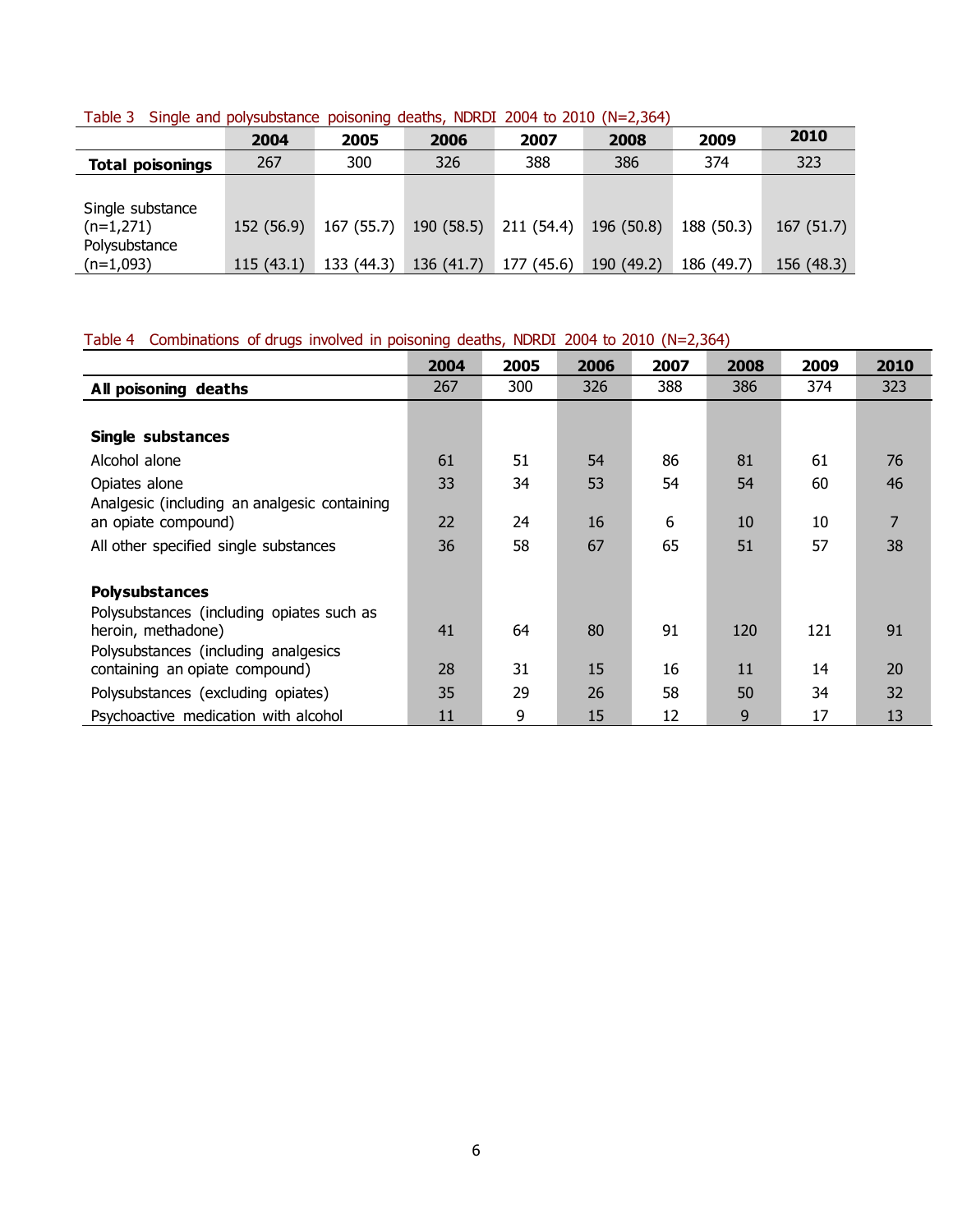Table 3 Single and polysubstance poisoning deaths, NDRDI 2004 to 2010 (N=2,364)

| | 2004 | 2005 | 2006 | 2007 | 2008 | 2009 | 2010 |
|---|---|---|---|---|---|---|---|
| **Total poisonings** | 267 | 300 | 326 | 388 | 386 | 374 | 323 |
| Single substance (n=1,271) | 152 (56.9) | 167 (55.7) | 190 (58.5) | 211 (54.4) | 196 (50.8) | 188 (50.3) | 167 (51.7) |
| Polysubstance (n=1,093) | 115 (43.1) | 133 (44.3) | 136 (41.7) | 177 (45.6) | 190 (49.2) | 186 (49.7) | 156 (48.3) |

Table 4 Combinations of drugs involved in poisoning deaths, NDRDI 2004 to 2010 (N=2,364)

| | 2004 | 2005 | 2006 | 2007 | 2008 | 2009 | 2010 |
|---|---|---|---|---|---|---|---|
| **All poisoning deaths** | 267 | 300 | 326 | 388 | 386 | 374 | 323 |
| **Single substances** | | | | | | | |
| Alcohol alone | 61 | 51 | 54 | 86 | 81 | 61 | 76 |
| Opiates alone | 33 | 34 | 53 | 54 | 54 | 60 | 46 |
| Analgesic (including an analgesic containing an opiate compound) | 22 | 24 | 16 | 6 | 10 | 10 | 7 |
| All other specified single substances | 36 | 58 | 67 | 65 | 51 | 57 | 38 |
| **Polysubstances** | | | | | | | |
| Polysubstances (including opiates such as heroin, methadone) | 41 | 64 | 80 | 91 | 120 | 121 | 91 |
| Polysubstances (including analgesics containing an opiate compound) | 28 | 31 | 15 | 16 | 11 | 14 | 20 |
| Polysubstances (excluding opiates) | 35 | 29 | 26 | 58 | 50 | 34 | 32 |
| Psychoactive medication with alcohol | 11 | 9 | 15 | 12 | 9 | 17 | 13 |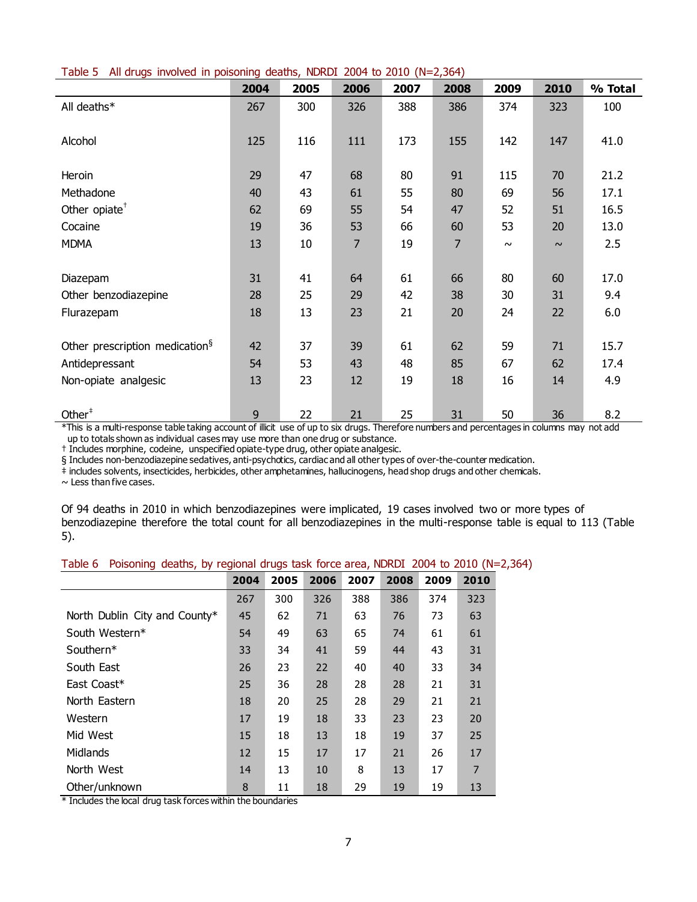Table 5 All drugs involved in poisoning deaths, NDRDI 2004 to 2010 (N=2,364)

| | 2004 | 2005 | 2006 | 2007 | 2008 | 2009 | 2010 | % Total |
|---|---|---|---|---|---|---|---|---|
| All deaths* | 267 | 300 | 326 | 388 | 386 | 374 | 323 | 100 |
| Alcohol | 125 | 116 | 111 | 173 | 155 | 142 | 147 | 41.0 |
| Heroin | 29 | 47 | 68 | 80 | 91 | 115 | 70 | 21.2 |
| Methadone | 40 | 43 | 61 | 55 | 80 | 69 | 56 | 17.1 |
| Other opiate† | 62 | 69 | 55 | 54 | 47 | 52 | 51 | 16.5 |
| Cocaine | 19 | 36 | 53 | 66 | 60 | 53 | 20 | 13.0 |
| MDMA | 13 | 10 | 7 | 19 | 7 | ~ | ~ | 2.5 |
| Diazepam | 31 | 41 | 64 | 61 | 66 | 80 | 60 | 17.0 |
| Other benzodiazepine | 28 | 25 | 29 | 42 | 38 | 30 | 31 | 9.4 |
| Flurazepam | 18 | 13 | 23 | 21 | 20 | 24 | 22 | 6.0 |
| Other prescription medication§ | 42 | 37 | 39 | 61 | 62 | 59 | 71 | 15.7 |
| Antidepressant | 54 | 53 | 43 | 48 | 85 | 67 | 62 | 17.4 |
| Non-opiate analgesic | 13 | 23 | 12 | 19 | 18 | 16 | 14 | 4.9 |
| Other‡ | 9 | 22 | 21 | 25 | 31 | 50 | 36 | 8.2 |

*This is a multi-response table taking account of illicit use of up to six drugs. Therefore numbers and percentages in columns may not add up to totals shown as individual cases may use more than one drug or substance.
† Includes morphine, codeine, unspecified opiate-type drug, other opiate analgesic.
§ Includes non-benzodiazepine sedatives, anti-psychotics, cardiac and all other types of over-the-counter medication.
‡ includes solvents, insecticides, herbicides, other amphetamines, hallucinogens, head shop drugs and other chemicals.
~ Less than five cases.

Of 94 deaths in 2010 in which benzodiazepines were implicated, 19 cases involved two or more types of benzodiazepine therefore the total count for all benzodiazepines in the multi-response table is equal to 113 (Table 5).

Table 6 Poisoning deaths, by regional drugs task force area, NDRDI 2004 to 2010 (N=2,364)

| | 2004 | 2005 | 2006 | 2007 | 2008 | 2009 | 2010 |
|---|---|---|---|---|---|---|---|
| | 267 | 300 | 326 | 388 | 386 | 374 | 323 |
| North Dublin City and County* | 45 | 62 | 71 | 63 | 76 | 73 | 63 |
| South Western* | 54 | 49 | 63 | 65 | 74 | 61 | 61 |
| Southern* | 33 | 34 | 41 | 59 | 44 | 43 | 31 |
| South East | 26 | 23 | 22 | 40 | 40 | 33 | 34 |
| East Coast* | 25 | 36 | 28 | 28 | 28 | 21 | 31 |
| North Eastern | 18 | 20 | 25 | 28 | 29 | 21 | 21 |
| Western | 17 | 19 | 18 | 33 | 23 | 23 | 20 |
| Mid West | 15 | 18 | 13 | 18 | 19 | 37 | 25 |
| Midlands | 12 | 15 | 17 | 17 | 21 | 26 | 17 |
| North West | 14 | 13 | 10 | 8 | 13 | 17 | 7 |
| Other/unknown | 8 | 11 | 18 | 29 | 19 | 19 | 13 |

* Includes the local drug task forces within the boundaries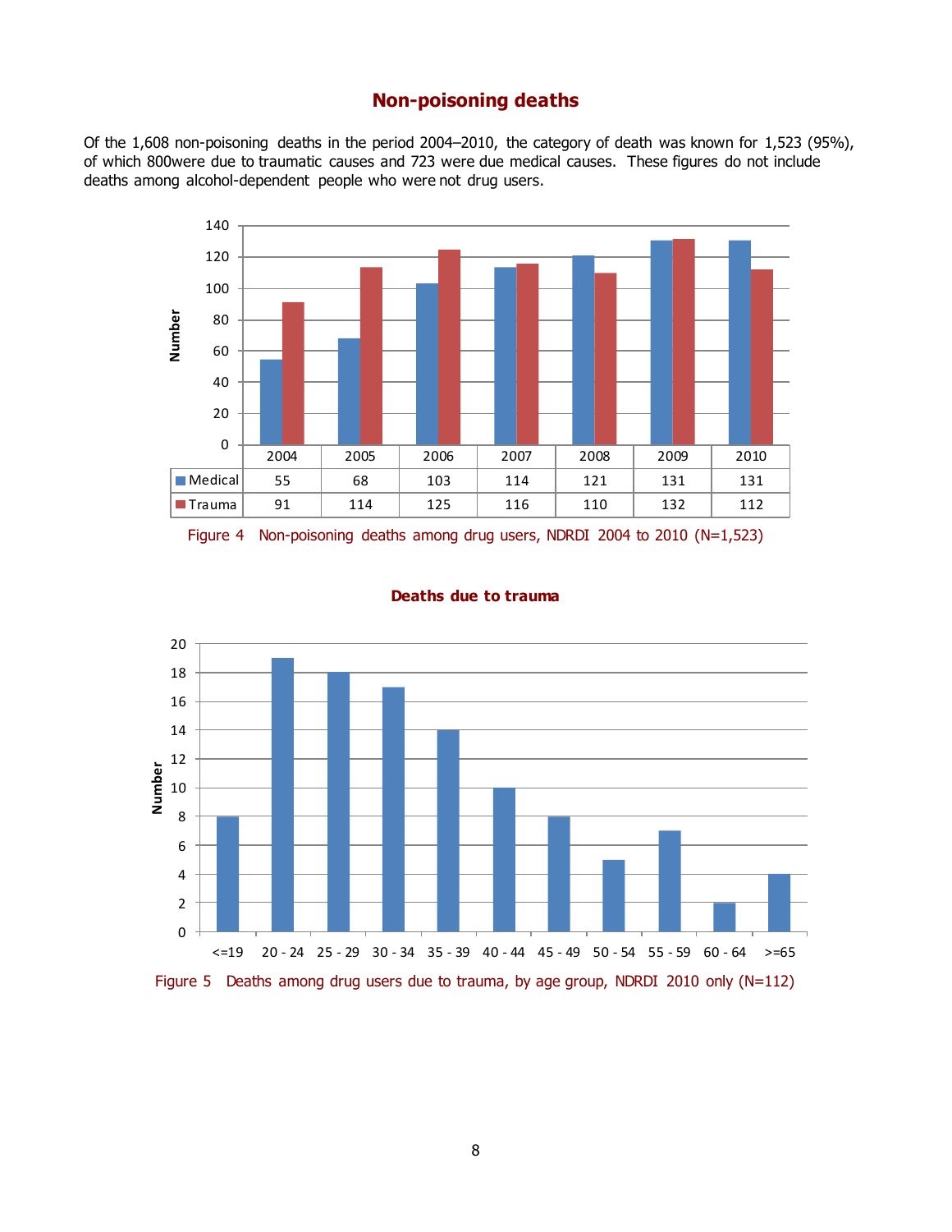## Non-poisoning deaths

Of the 1,608 non-poisoning deaths in the period 2004–2010, the category of death was known for 1,523 (95%), of which 800were due to traumatic causes and 723 were due medical causes. These figures do not include deaths among alcohol-dependent people who were not drug users.

| | 2004 | 2005 | 2006 | 2007 | 2008 | 2009 | 2010 |
|---|---|---|---|---|---|---|---|
| Medical | 55 | 68 | 103 | 114 | 121 | 131 | 131 |
| Trauma | 91 | 114 | 125 | 116 | 110 | 132 | 112 |

Figure 4 Non-poisoning deaths among drug users, NDRDI 2004 to 2010 (N=1,523)

**Deaths due to trauma**

Figure 5 Deaths among drug users due to trauma, by age group, NDRDI 2010 only (N=112)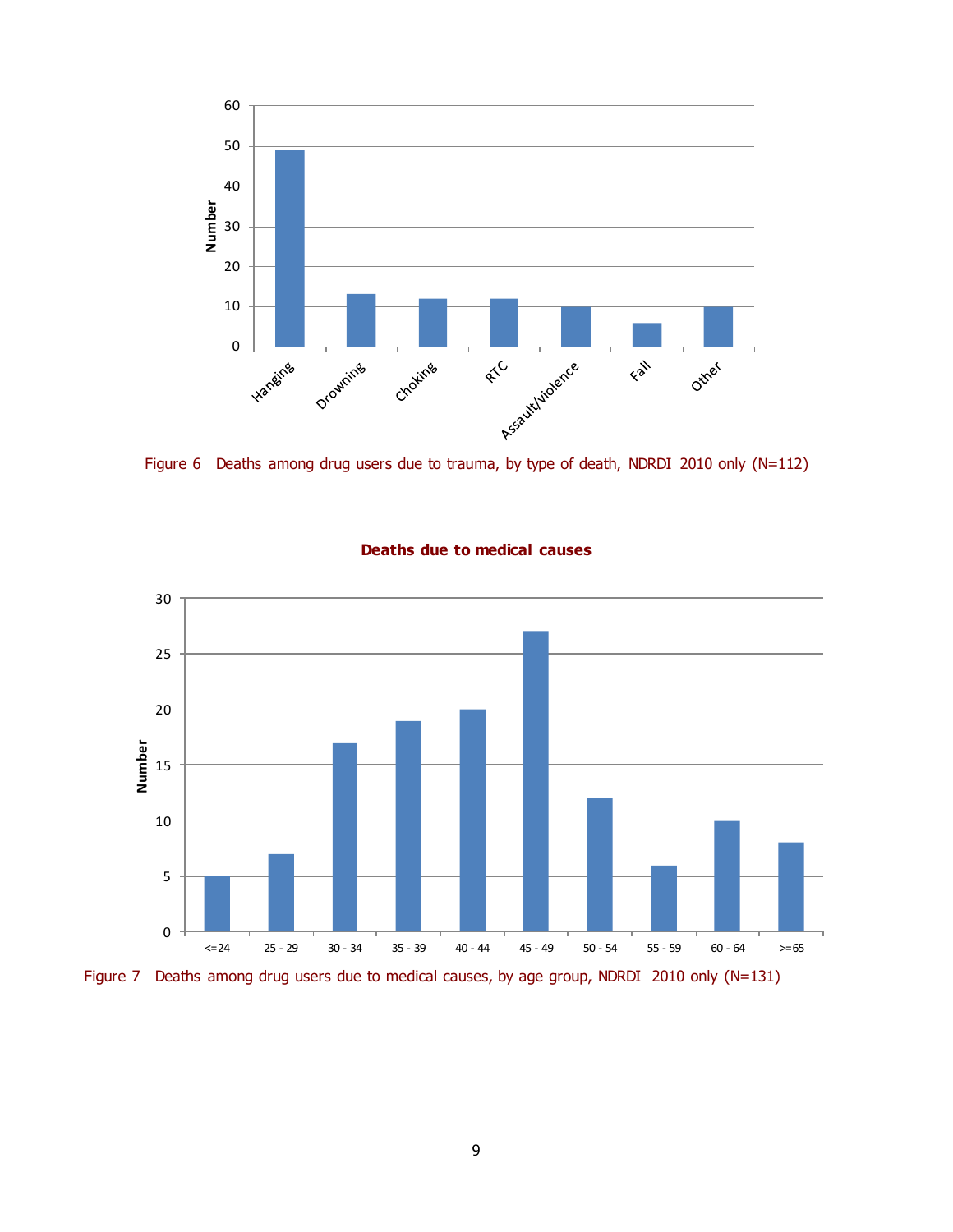Figure 6 Deaths among drug users due to trauma, by type of death, NDRDI 2010 only (N=112)

Figure 7 Deaths among drug users due to medical causes, by age group, NDRDI 2010 only (N=131)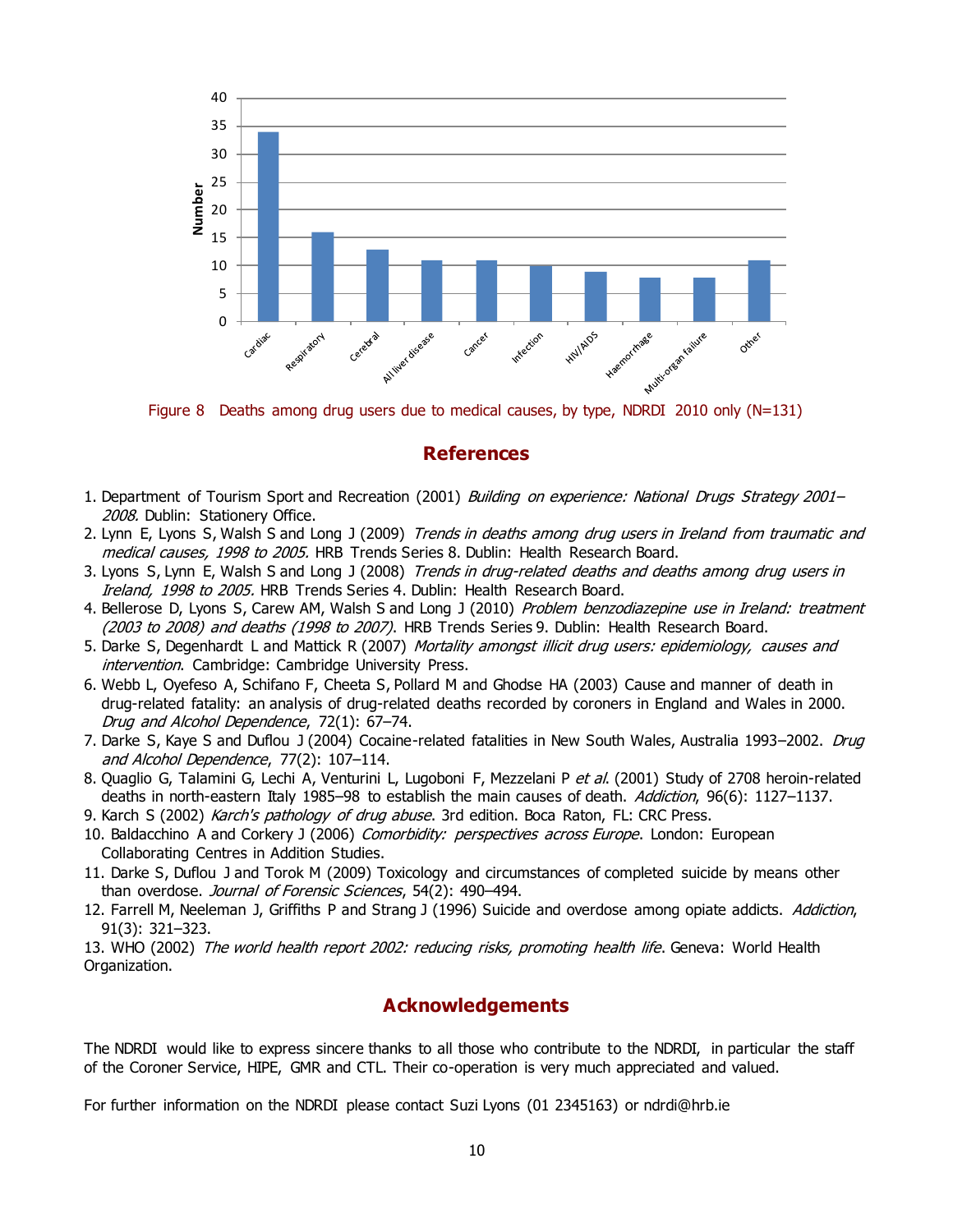40
35
30
25
20
15
10
5
0

Number

Cardiac
Respiratory
Cerebral
All liver disease
Cancer
Infection
HIV/AIDS
Haemorrhage
Multi-organ failure
Other

Figure 8 Deaths among drug users due to medical causes, by type, NDRDI 2010 only (N=131)

## References

1. Department of Tourism Sport and Recreation (2001) *Building on experience: National Drugs Strategy 2001–2008.* Dublin: Stationery Office.
2. Lynn E, Lyons S, Walsh S and Long J (2009) *Trends in deaths among drug users in Ireland from traumatic and medical causes, 1998 to 2005.* HRB Trends Series 8. Dublin: Health Research Board.
3. Lyons S, Lynn E, Walsh S and Long J (2008) *Trends in drug-related deaths and deaths among drug users in Ireland, 1998 to 2005.* HRB Trends Series 4. Dublin: Health Research Board.
4. Bellerose D, Lyons S, Carew AM, Walsh S and Long J (2010) *Problem benzodiazepine use in Ireland: treatment (2003 to 2008) and deaths (1998 to 2007)*. HRB Trends Series 9. Dublin: Health Research Board.
5. Darke S, Degenhardt L and Mattick R (2007) *Mortality amongst illicit drug users: epidemiology, causes and intervention*. Cambridge: Cambridge University Press.
6. Webb L, Oyefeso A, Schifano F, Cheeta S, Pollard M and Ghodse HA (2003) Cause and manner of death in drug-related fatality: an analysis of drug-related deaths recorded by coroners in England and Wales in 2000. *Drug and Alcohol Dependence*, 72(1): 67–74.
7. Darke S, Kaye S and Duflou J (2004) Cocaine-related fatalities in New South Wales, Australia 1993–2002. *Drug and Alcohol Dependence*, 77(2): 107–114.
8. Quaglio G, Talamini G, Lechi A, Venturini L, Lugoboni F, Mezzelani P *et al*. (2001) Study of 2708 heroin-related deaths in north-eastern Italy 1985–98 to establish the main causes of death. *Addiction*, 96(6): 1127–1137.
9. Karch S (2002) *Karch's pathology of drug abuse*. 3rd edition. Boca Raton, FL: CRC Press.
10. Baldacchino A and Corkery J (2006) *Comorbidity: perspectives across Europe*. London: European Collaborating Centres in Addiction Studies.
11. Darke S, Duflou J and Torok M (2009) Toxicology and circumstances of completed suicide by means other than overdose. *Journal of Forensic Sciences*, 54(2): 490–494.
12. Farrell M, Neeleman J, Griffiths P and Strang J (1996) Suicide and overdose among opiate addicts. *Addiction*, 91(3): 321–323.
13. WHO (2002) *The world health report 2002: reducing risks, promoting health life*. Geneva: World Health Organization.

## Acknowledgements

The NDRDI would like to express sincere thanks to all those who contribute to the NDRDI, in particular the staff of the Coroner Service, HIPE, GMR and CTL. Their co-operation is very much appreciated and valued.

For further information on the NDRDI please contact Suzi Lyons (01 2345163) or ndrdi@hrb.ie